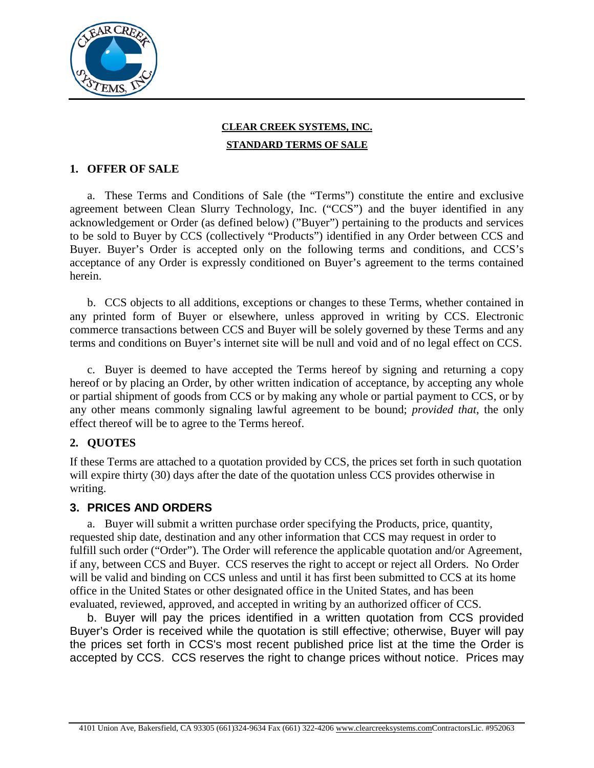**CLEAR CREEK SYSTEMS, INC.**

**STANDARD TERMS OF SALE**

## 1. OFFER OF SALE

a. These Terms and Conditions of Sale (the "Terms") constitute the entire and exclusive agreement between Clean Slurry Technology, Inc. ("CCS") and the buyer identified in any acknowledgement or Order (as defined below) ("Buyer") pertaining to the products and services to be sold to Buyer by CCS (collectively "Products") identified in any Order between CCS and Buyer. Buyer's Order is accepted only on the following terms and conditions, and CCS's acceptance of any Order is expressly conditioned on Buyer's agreement to the terms contained herein.

b. CCS objects to all additions, exceptions or changes to these Terms, whether contained in any printed form of Buyer or elsewhere, unless approved in writing by CCS. Electronic commerce transactions between CCS and Buyer will be solely governed by these Terms and any terms and conditions on Buyer's internet site will be null and void and of no legal effect on CCS.

c. Buyer is deemed to have accepted the Terms hereof by signing and returning a copy hereof or by placing an Order, by other written indication of acceptance, by accepting any whole or partial shipment of goods from CCS or by making any whole or partial payment to CCS, or by any other means commonly signaling lawful agreement to be bound; *provided that*, the only effect thereof will be to agree to the Terms hereof.

## 2. QUOTES

If these Terms are attached to a quotation provided by CCS, the prices set forth in such quotation will expire thirty (30) days after the date of the quotation unless CCS provides otherwise in writing.

## 3. PRICES AND ORDERS

a. Buyer will submit a written purchase order specifying the Products, price, quantity, requested ship date, destination and any other information that CCS may request in order to fulfill such order ("Order"). The Order will reference the applicable quotation and/or Agreement, if any, between CCS and Buyer. CCS reserves the right to accept or reject all Orders. No Order will be valid and binding on CCS unless and until it has first been submitted to CCS at its home office in the United States or other designated office in the United States, and has been evaluated, reviewed, approved, and accepted in writing by an authorized officer of CCS.

b. Buyer will pay the prices identified in a written quotation from CCS provided Buyer's Order is received while the quotation is still effective; otherwise, Buyer will pay the prices set forth in CCS's most recent published price list at the time the Order is accepted by CCS. CCS reserves the right to change prices without notice. Prices may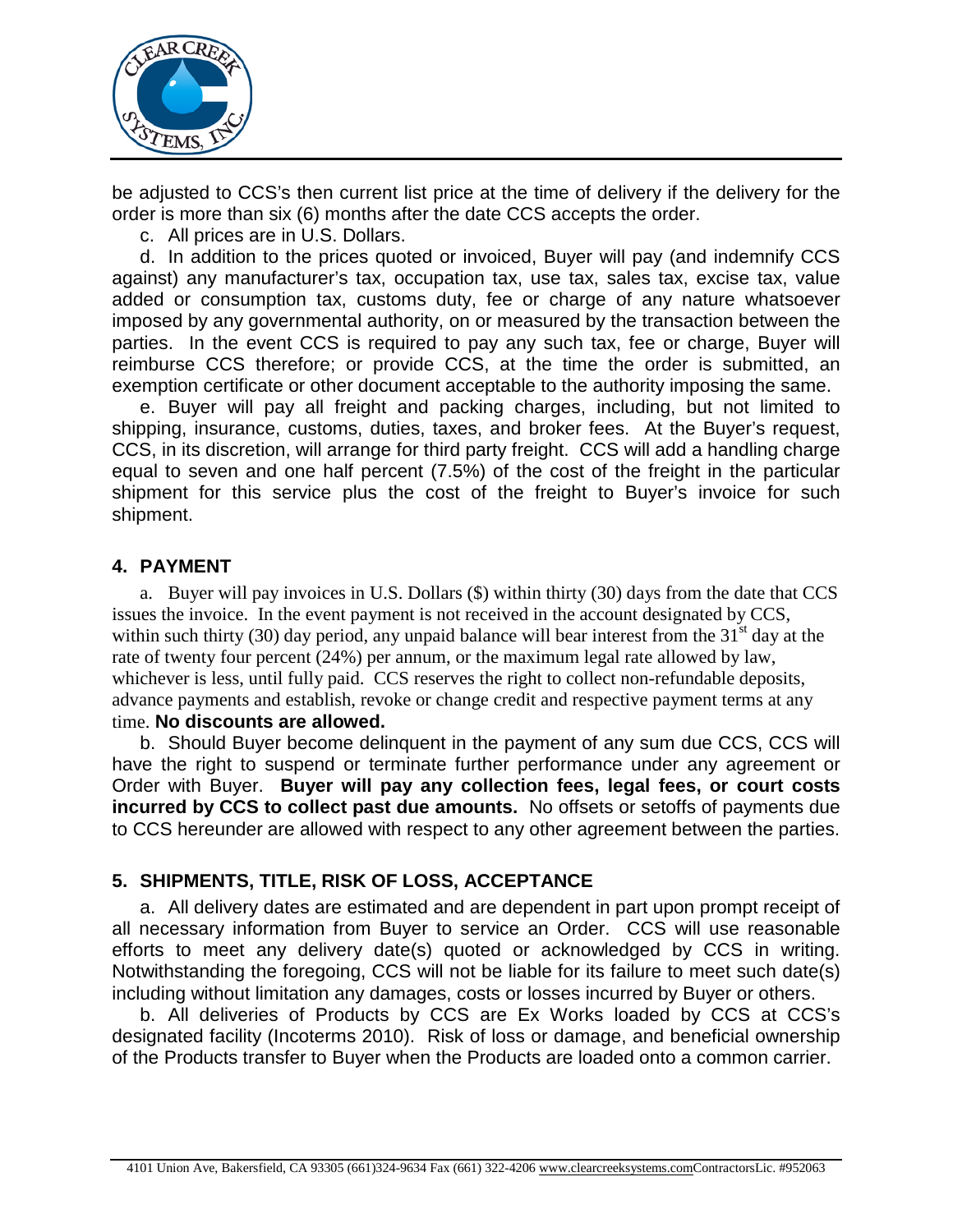be adjusted to CCS's then current list price at the time of delivery if the delivery for the order is more than six (6) months after the date CCS accepts the order.

c. All prices are in U.S. Dollars.

d. In addition to the prices quoted or invoiced, Buyer will pay (and indemnify CCS against) any manufacturer's tax, occupation tax, use tax, sales tax, excise tax, value added or consumption tax, customs duty, fee or charge of any nature whatsoever imposed by any governmental authority, on or measured by the transaction between the parties. In the event CCS is required to pay any such tax, fee or charge, Buyer will reimburse CCS therefore; or provide CCS, at the time the order is submitted, an exemption certificate or other document acceptable to the authority imposing the same.

e. Buyer will pay all freight and packing charges, including, but not limited to shipping, insurance, customs, duties, taxes, and broker fees. At the Buyer's request, CCS, in its discretion, will arrange for third party freight. CCS will add a handling charge equal to seven and one half percent (7.5%) of the cost of the freight in the particular shipment for this service plus the cost of the freight to Buyer's invoice for such shipment.

### 4. PAYMENT

a. Buyer will pay invoices in U.S. Dollars ($) within thirty (30) days from the date that CCS issues the invoice. In the event payment is not received in the account designated by CCS, within such thirty (30) day period, any unpaid balance will bear interest from the 31st day at the rate of twenty four percent (24%) per annum, or the maximum legal rate allowed by law, whichever is less, until fully paid. CCS reserves the right to collect non-refundable deposits, advance payments and establish, revoke or change credit and respective payment terms at any time. **No discounts are allowed.**

b. Should Buyer become delinquent in the payment of any sum due CCS, CCS will have the right to suspend or terminate further performance under any agreement or Order with Buyer. **Buyer will pay any collection fees, legal fees, or court costs incurred by CCS to collect past due amounts.** No offsets or setoffs of payments due to CCS hereunder are allowed with respect to any other agreement between the parties.

### 5. SHIPMENTS, TITLE, RISK OF LOSS, ACCEPTANCE

a. All delivery dates are estimated and are dependent in part upon prompt receipt of all necessary information from Buyer to service an Order. CCS will use reasonable efforts to meet any delivery date(s) quoted or acknowledged by CCS in writing. Notwithstanding the foregoing, CCS will not be liable for its failure to meet such date(s) including without limitation any damages, costs or losses incurred by Buyer or others.

b. All deliveries of Products by CCS are Ex Works loaded by CCS at CCS's designated facility (Incoterms 2010). Risk of loss or damage, and beneficial ownership of the Products transfer to Buyer when the Products are loaded onto a common carrier.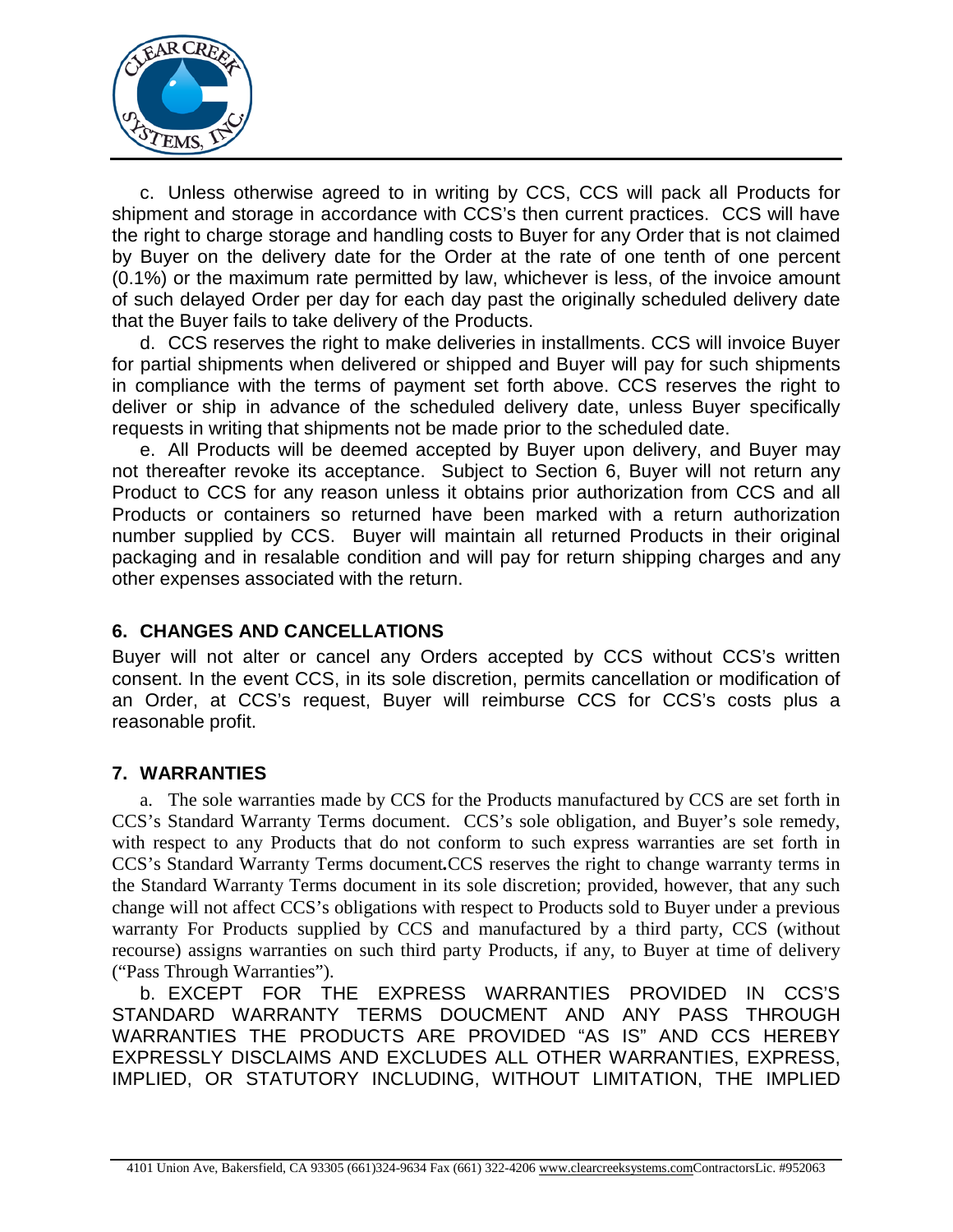c. Unless otherwise agreed to in writing by CCS, CCS will pack all Products for shipment and storage in accordance with CCS's then current practices. CCS will have the right to charge storage and handling costs to Buyer for any Order that is not claimed by Buyer on the delivery date for the Order at the rate of one tenth of one percent (0.1%) or the maximum rate permitted by law, whichever is less, of the invoice amount of such delayed Order per day for each day past the originally scheduled delivery date that the Buyer fails to take delivery of the Products.

d. CCS reserves the right to make deliveries in installments. CCS will invoice Buyer for partial shipments when delivered or shipped and Buyer will pay for such shipments in compliance with the terms of payment set forth above. CCS reserves the right to deliver or ship in advance of the scheduled delivery date, unless Buyer specifically requests in writing that shipments not be made prior to the scheduled date.

e. All Products will be deemed accepted by Buyer upon delivery, and Buyer may not thereafter revoke its acceptance. Subject to Section 6, Buyer will not return any Product to CCS for any reason unless it obtains prior authorization from CCS and all Products or containers so returned have been marked with a return authorization number supplied by CCS. Buyer will maintain all returned Products in their original packaging and in resalable condition and will pay for return shipping charges and any other expenses associated with the return.

## 6. CHANGES AND CANCELLATIONS

Buyer will not alter or cancel any Orders accepted by CCS without CCS's written consent. In the event CCS, in its sole discretion, permits cancellation or modification of an Order, at CCS's request, Buyer will reimburse CCS for CCS's costs plus a reasonable profit.

## 7. WARRANTIES

a. The sole warranties made by CCS for the Products manufactured by CCS are set forth in CCS's Standard Warranty Terms document. CCS's sole obligation, and Buyer's sole remedy, with respect to any Products that do not conform to such express warranties are set forth in CCS's Standard Warranty Terms document**.**CCS reserves the right to change warranty terms in the Standard Warranty Terms document in its sole discretion; provided, however, that any such change will not affect CCS's obligations with respect to Products sold to Buyer under a previous warranty For Products supplied by CCS and manufactured by a third party, CCS (without recourse) assigns warranties on such third party Products, if any, to Buyer at time of delivery ("Pass Through Warranties").

b. EXCEPT FOR THE EXPRESS WARRANTIES PROVIDED IN CCS'S STANDARD WARRANTY TERMS DOUCMENT AND ANY PASS THROUGH WARRANTIES THE PRODUCTS ARE PROVIDED "AS IS" AND CCS HEREBY EXPRESSLY DISCLAIMS AND EXCLUDES ALL OTHER WARRANTIES, EXPRESS, IMPLIED, OR STATUTORY INCLUDING, WITHOUT LIMITATION, THE IMPLIED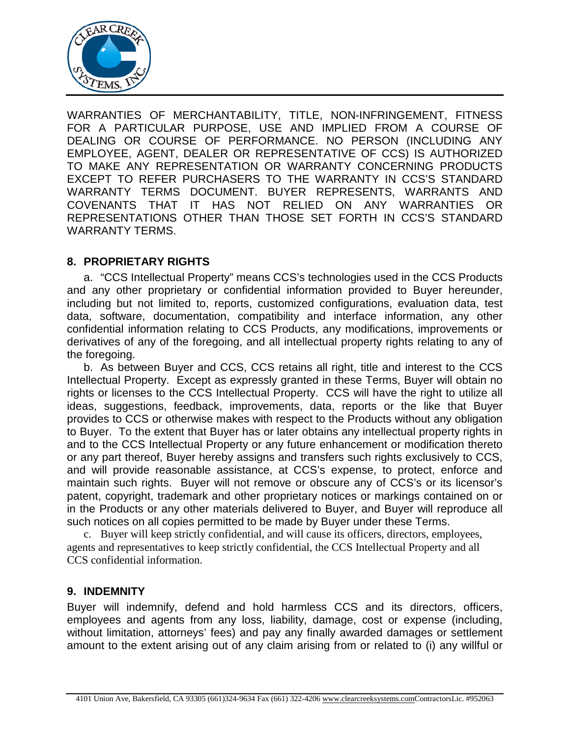WARRANTIES OF MERCHANTABILITY, TITLE, NON-INFRINGEMENT, FITNESS FOR A PARTICULAR PURPOSE, USE AND IMPLIED FROM A COURSE OF DEALING OR COURSE OF PERFORMANCE. NO PERSON (INCLUDING ANY EMPLOYEE, AGENT, DEALER OR REPRESENTATIVE OF CCS) IS AUTHORIZED TO MAKE ANY REPRESENTATION OR WARRANTY CONCERNING PRODUCTS EXCEPT TO REFER PURCHASERS TO THE WARRANTY IN CCS'S STANDARD WARRANTY TERMS DOCUMENT. BUYER REPRESENTS, WARRANTS AND COVENANTS THAT IT HAS NOT RELIED ON ANY WARRANTIES OR REPRESENTATIONS OTHER THAN THOSE SET FORTH IN CCS'S STANDARD WARRANTY TERMS.

## 8. PROPRIETARY RIGHTS

a. "CCS Intellectual Property" means CCS's technologies used in the CCS Products and any other proprietary or confidential information provided to Buyer hereunder, including but not limited to, reports, customized configurations, evaluation data, test data, software, documentation, compatibility and interface information, any other confidential information relating to CCS Products, any modifications, improvements or derivatives of any of the foregoing, and all intellectual property rights relating to any of the foregoing.

b. As between Buyer and CCS, CCS retains all right, title and interest to the CCS Intellectual Property. Except as expressly granted in these Terms, Buyer will obtain no rights or licenses to the CCS Intellectual Property. CCS will have the right to utilize all ideas, suggestions, feedback, improvements, data, reports or the like that Buyer provides to CCS or otherwise makes with respect to the Products without any obligation to Buyer. To the extent that Buyer has or later obtains any intellectual property rights in and to the CCS Intellectual Property or any future enhancement or modification thereto or any part thereof, Buyer hereby assigns and transfers such rights exclusively to CCS, and will provide reasonable assistance, at CCS's expense, to protect, enforce and maintain such rights. Buyer will not remove or obscure any of CCS's or its licensor's patent, copyright, trademark and other proprietary notices or markings contained on or in the Products or any other materials delivered to Buyer, and Buyer will reproduce all such notices on all copies permitted to be made by Buyer under these Terms.

c. Buyer will keep strictly confidential, and will cause its officers, directors, employees, agents and representatives to keep strictly confidential, the CCS Intellectual Property and all CCS confidential information.

## 9. INDEMNITY

Buyer will indemnify, defend and hold harmless CCS and its directors, officers, employees and agents from any loss, liability, damage, cost or expense (including, without limitation, attorneys' fees) and pay any finally awarded damages or settlement amount to the extent arising out of any claim arising from or related to (i) any willful or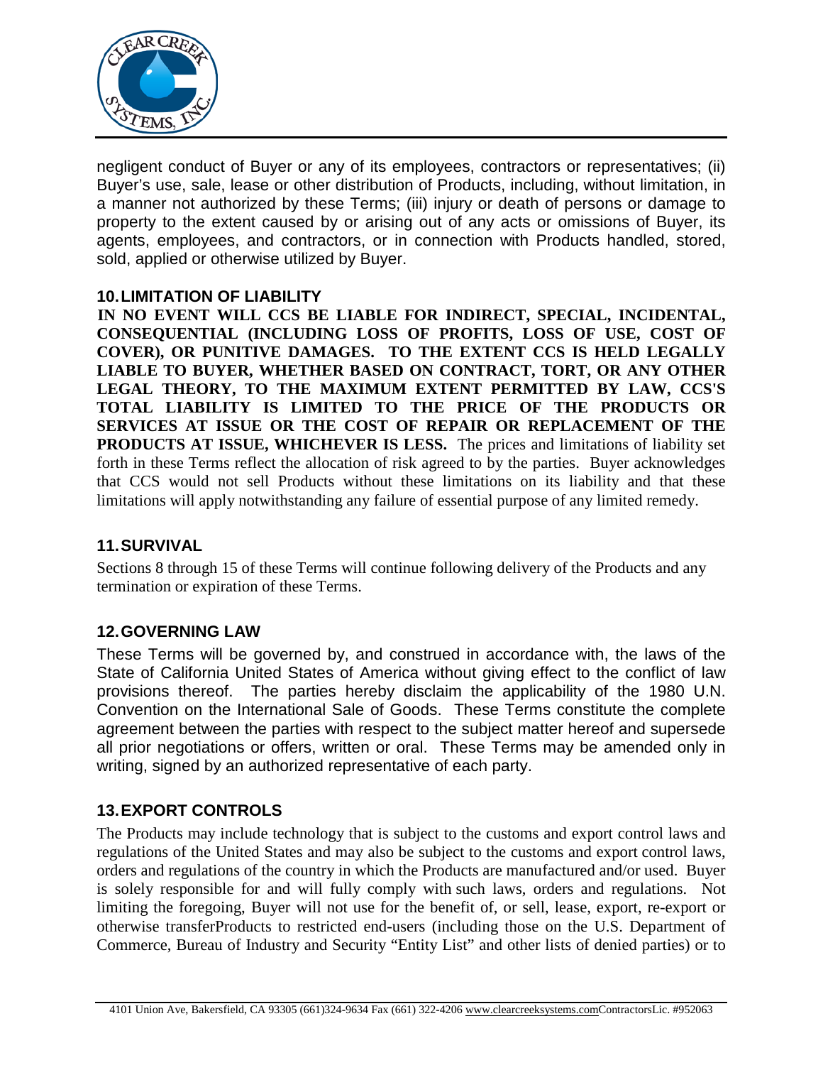negligent conduct of Buyer or any of its employees, contractors or representatives; (ii) Buyer's use, sale, lease or other distribution of Products, including, without limitation, in a manner not authorized by these Terms; (iii) injury or death of persons or damage to property to the extent caused by or arising out of any acts or omissions of Buyer, its agents, employees, and contractors, or in connection with Products handled, stored, sold, applied or otherwise utilized by Buyer.

## 10. LIMITATION OF LIABILITY

**IN NO EVENT WILL CCS BE LIABLE FOR INDIRECT, SPECIAL, INCIDENTAL, CONSEQUENTIAL (INCLUDING LOSS OF PROFITS, LOSS OF USE, COST OF COVER), OR PUNITIVE DAMAGES. TO THE EXTENT CCS IS HELD LEGALLY LIABLE TO BUYER, WHETHER BASED ON CONTRACT, TORT, OR ANY OTHER LEGAL THEORY, TO THE MAXIMUM EXTENT PERMITTED BY LAW, CCS'S TOTAL LIABILITY IS LIMITED TO THE PRICE OF THE PRODUCTS OR SERVICES AT ISSUE OR THE COST OF REPAIR OR REPLACEMENT OF THE PRODUCTS AT ISSUE, WHICHEVER IS LESS.** The prices and limitations of liability set forth in these Terms reflect the allocation of risk agreed to by the parties. Buyer acknowledges that CCS would not sell Products without these limitations on its liability and that these limitations will apply notwithstanding any failure of essential purpose of any limited remedy.

## 11. SURVIVAL

Sections 8 through 15 of these Terms will continue following delivery of the Products and any termination or expiration of these Terms.

## 12. GOVERNING LAW

These Terms will be governed by, and construed in accordance with, the laws of the State of California United States of America without giving effect to the conflict of law provisions thereof. The parties hereby disclaim the applicability of the 1980 U.N. Convention on the International Sale of Goods. These Terms constitute the complete agreement between the parties with respect to the subject matter hereof and supersede all prior negotiations or offers, written or oral. These Terms may be amended only in writing, signed by an authorized representative of each party.

## 13. EXPORT CONTROLS

The Products may include technology that is subject to the customs and export control laws and regulations of the United States and may also be subject to the customs and export control laws, orders and regulations of the country in which the Products are manufactured and/or used. Buyer is solely responsible for and will fully comply with such laws, orders and regulations. Not limiting the foregoing, Buyer will not use for the benefit of, or sell, lease, export, re-export or otherwise transferProducts to restricted end-users (including those on the U.S. Department of Commerce, Bureau of Industry and Security "Entity List" and other lists of denied parties) or to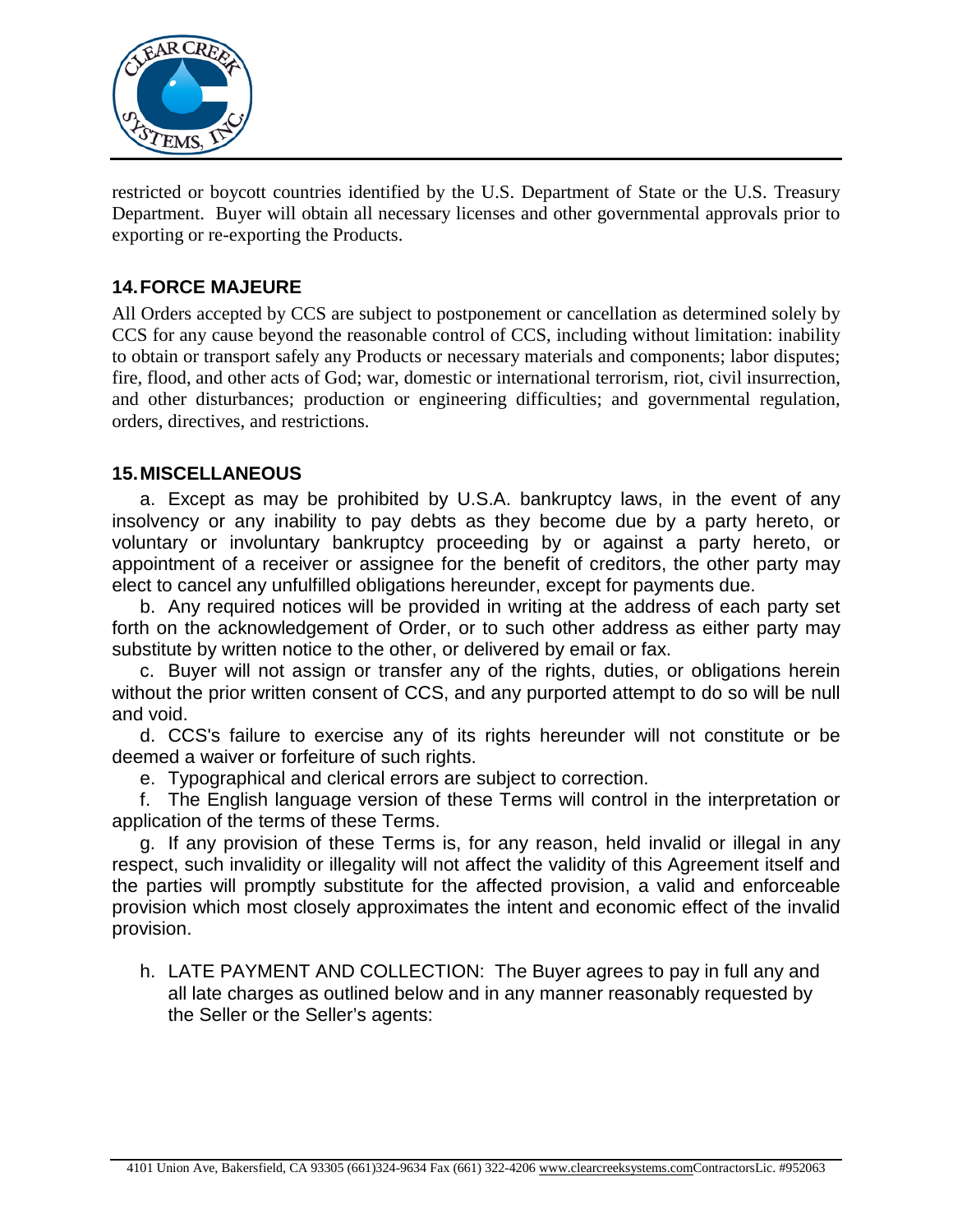restricted or boycott countries identified by the U.S. Department of State or the U.S. Treasury Department. Buyer will obtain all necessary licenses and other governmental approvals prior to exporting or re-exporting the Products.

## 14. FORCE MAJEURE

All Orders accepted by CCS are subject to postponement or cancellation as determined solely by CCS for any cause beyond the reasonable control of CCS, including without limitation: inability to obtain or transport safely any Products or necessary materials and components; labor disputes; fire, flood, and other acts of God; war, domestic or international terrorism, riot, civil insurrection, and other disturbances; production or engineering difficulties; and governmental regulation, orders, directives, and restrictions.

## 15. MISCELLANEOUS

a. Except as may be prohibited by U.S.A. bankruptcy laws, in the event of any insolvency or any inability to pay debts as they become due by a party hereto, or voluntary or involuntary bankruptcy proceeding by or against a party hereto, or appointment of a receiver or assignee for the benefit of creditors, the other party may elect to cancel any unfulfilled obligations hereunder, except for payments due.

b. Any required notices will be provided in writing at the address of each party set forth on the acknowledgement of Order, or to such other address as either party may substitute by written notice to the other, or delivered by email or fax.

c. Buyer will not assign or transfer any of the rights, duties, or obligations herein without the prior written consent of CCS, and any purported attempt to do so will be null and void.

d. CCS's failure to exercise any of its rights hereunder will not constitute or be deemed a waiver or forfeiture of such rights.

e. Typographical and clerical errors are subject to correction.

f. The English language version of these Terms will control in the interpretation or application of the terms of these Terms.

g. If any provision of these Terms is, for any reason, held invalid or illegal in any respect, such invalidity or illegality will not affect the validity of this Agreement itself and the parties will promptly substitute for the affected provision, a valid and enforceable provision which most closely approximates the intent and economic effect of the invalid provision.

h. LATE PAYMENT AND COLLECTION: The Buyer agrees to pay in full any and all late charges as outlined below and in any manner reasonably requested by the Seller or the Seller's agents: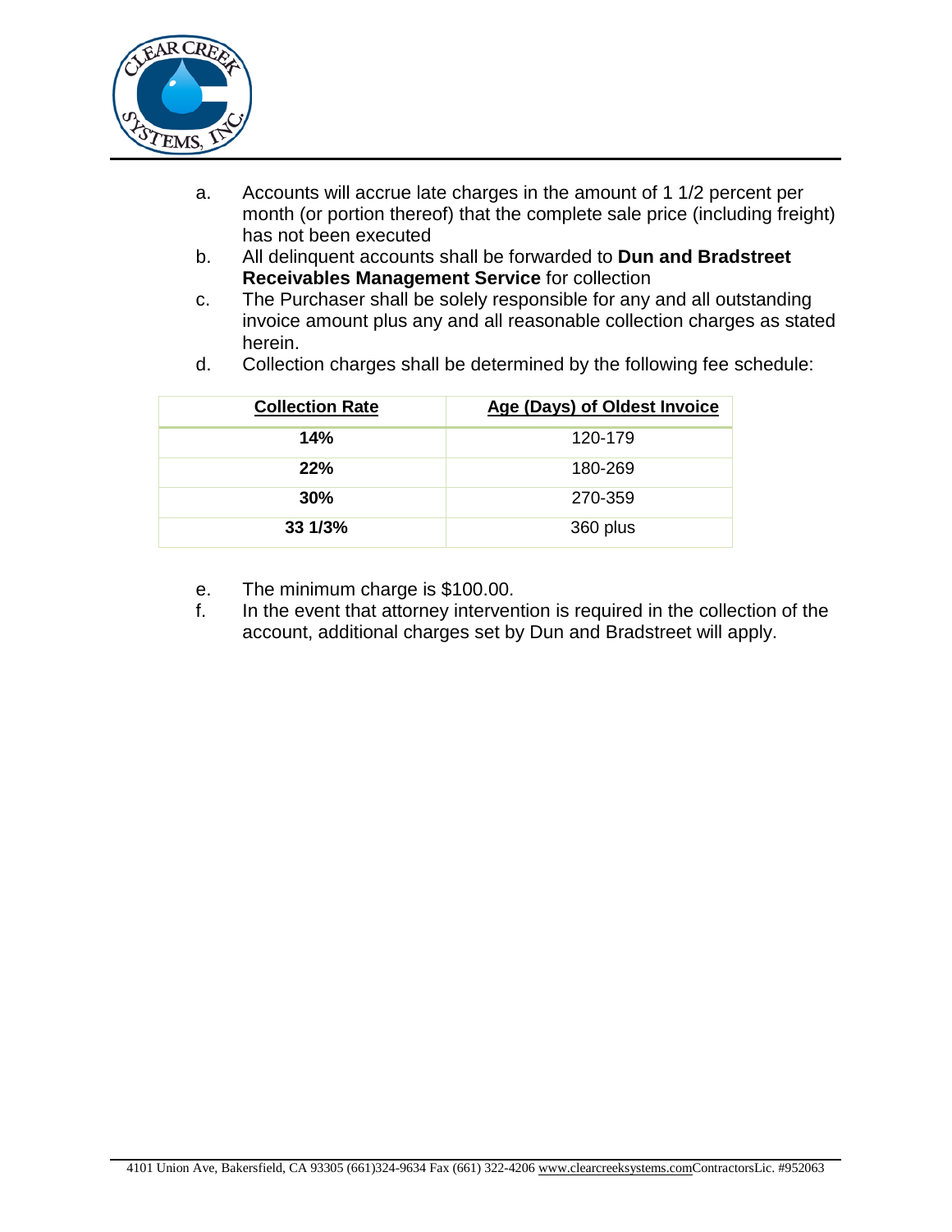a. Accounts will accrue late charges in the amount of 1 1/2 percent per month (or portion thereof) that the complete sale price (including freight) has not been executed

b. All delinquent accounts shall be forwarded to **Dun and Bradstreet Receivables Management Service** for collection

c. The Purchaser shall be solely responsible for any and all outstanding invoice amount plus any and all reasonable collection charges as stated herein.

d. Collection charges shall be determined by the following fee schedule:

| **Collection Rate** | **Age (Days) of Oldest Invoice** |
|---|---|
| **14%** | 120-179 |
| **22%** | 180-269 |
| **30%** | 270-359 |
| **33 1/3%** | 360 plus |

e. The minimum charge is $100.00.

f. In the event that attorney intervention is required in the collection of the account, additional charges set by Dun and Bradstreet will apply.